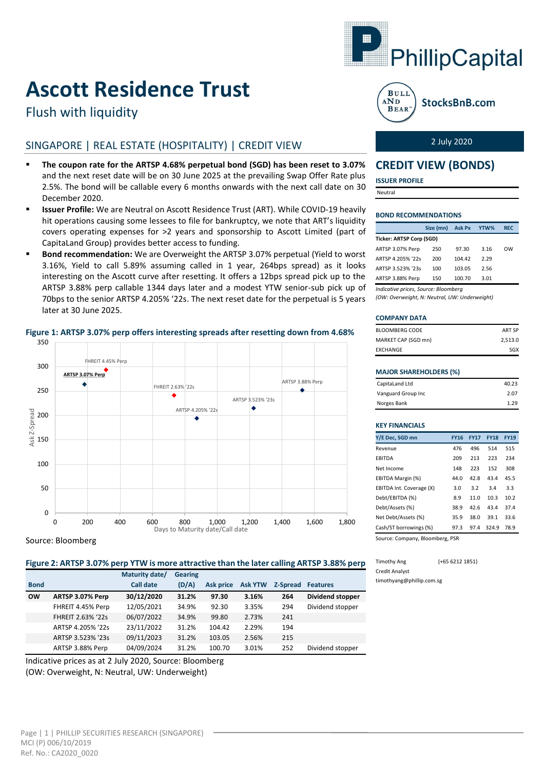# Ascott Residence Trust

## Flush with liquidity

### SINGAPORE | REAL ESTATE (HOSPITALITY) | CREDIT VIEW

2 July 2020

- **The coupon rate for the ARTSP 4.68% perpetual bond (SGD) has been reset to 3.07%** and the next reset date will be on 30 June 2025 at the prevailing Swap Offer Rate plus 2.5%. The bond will be callable every 6 months onwards with the next call date on 30 December 2020.
- **Issuer Profile:** We are Neutral on Ascott Residence Trust (ART). While COVID-19 heavily hit operations causing some lessees to file for bankruptcy, we note that ART's liquidity covers operating expenses for >2 years and sponsorship to Ascott Limited (part of CapitaLand Group) provides better access to funding.
- **Bond recommendation:** We are Overweight the ARTSP 3.07% perpetual (Yield to worst 3.16%, Yield to call 5.89% assuming called in 1 year, 264bps spread) as it looks interesting on the Ascott curve after resetting. It offers a 12bps spread pick up to the ARTSP 3.88% perp callable 1344 days later and a modest YTW senior-sub pick up of 70bps to the senior ARTSP 4.205% '22s. The next reset date for the perpetual is 5 years later at 30 June 2025.

**Figure 1: ARTSP 3.07% perp offers interesting spreads after resetting down from 4.68%**

| Bond | Days to Maturity date/Call date (approx.) | Ask Z-Spread |
|---|---|---|
| ARTSP 3.07% Perp | ~180 | 264 |
| FHREIT 4.45% Perp | ~315 | 294 |
| FHREIT 2.63% '22s | ~735 | 241 |
| ARTSP 4.205% '22s | ~870 | 194 |
| ARTSP 3.523% '23s | ~1,225 | 215 |
| ARTSP 3.88% Perp | ~1,525 | 252 |

Source: Bloomberg

**Figure 2: ARTSP 3.07% perp YTW is more attractive than the later calling ARTSP 3.88% perp**

| Bond | | Maturity date/ Call date | Gearing (D/A) | Ask price | Ask YTW | Z-Spread | Features |
|---|---|---|---|---|---|---|---|
| **OW** | **ARTSP 3.07% Perp** | **30/12/2020** | **31.2%** | **97.30** | **3.16%** | **264** | **Dividend stopper** |
| | FHREIT 4.45% Perp | 12/05/2021 | 34.9% | 92.30 | 3.35% | 294 | Dividend stopper |
| | FHREIT 2.63% '22s | 06/07/2022 | 34.9% | 99.80 | 2.73% | 241 | |
| | ARTSP 4.205% '22s | 23/11/2022 | 31.2% | 104.42 | 2.29% | 194 | |
| | ARTSP 3.523% '23s | 09/11/2023 | 31.2% | 103.05 | 2.56% | 215 | |
| | ARTSP 3.88% Perp | 04/09/2024 | 31.2% | 100.70 | 3.01% | 252 | Dividend stopper |

Indicative prices as at 2 July 2020, Source: Bloomberg
(OW: Overweight, N: Neutral, UW: Underweight)

## CREDIT VIEW (BONDS)

**ISSUER PROFILE**

Neutral

**BOND RECOMMENDATIONS**

| | Size (mn) | Ask Px | YTW% | REC |
|---|---|---|---|---|
| **Ticker: ARTSP Corp (SGD)** | | | | |
| ARTSP 3.07% Perp | 250 | 97.30 | 3.16 | OW |
| ARTSP 4.205% '22s | 200 | 104.42 | 2.29 | |
| ARTSP 3.523% '23s | 100 | 103.05 | 2.56 | |
| ARTSP 3.88% Perp | 150 | 100.70 | 3.01 | |

*Indicative prices, Source: Bloomberg*
*(OW: Overweight, N: Neutral, UW: Underweight)*

**COMPANY DATA**

| | |
|---|---|
| BLOOMBERG CODE | ART SP |
| MARKET CAP (SGD mn) | 2,513.0 |
| EXCHANGE | SGX |

**MAJOR SHAREHOLDERS (%)**

| | |
|---|---|
| CapitaLand Ltd | 40.23 |
| Vanguard Group Inc | 2.07 |
| Norges Bank | 1.29 |

**KEY FINANCIALS**

| Y/E Dec, SGD mn | FY16 | FY17 | FY18 | FY19 |
|---|---|---|---|---|
| Revenue | 476 | 496 | 514 | 515 |
| EBITDA | 209 | 213 | 223 | 234 |
| Net Income | 148 | 223 | 152 | 308 |
| EBITDA Margin (%) | 44.0 | 42.8 | 43.4 | 45.5 |
| EBITDA Int. Coverage (X) | 3.0 | 3.2 | 3.4 | 3.3 |
| Debt/EBITDA (%) | 8.9 | 11.0 | 10.3 | 10.2 |
| Debt/Assets (%) | 38.9 | 42.6 | 43.4 | 37.4 |
| Net Debt/Assets (%) | 35.9 | 38.0 | 39.1 | 33.6 |
| Cash/ST borrowings (%) | 97.3 | 97.4 | 324.9 | 78.9 |

Source: Company, Bloomberg, PSR

Timothy Ang (+65 6212 1851)
Credit Analyst
timothyang@phillip.com.sg

PHILLIP SECURITIES RESEARCH (SINGAPORE)
MCI (P) 006/10/2019
Ref. No.: CA2020_0020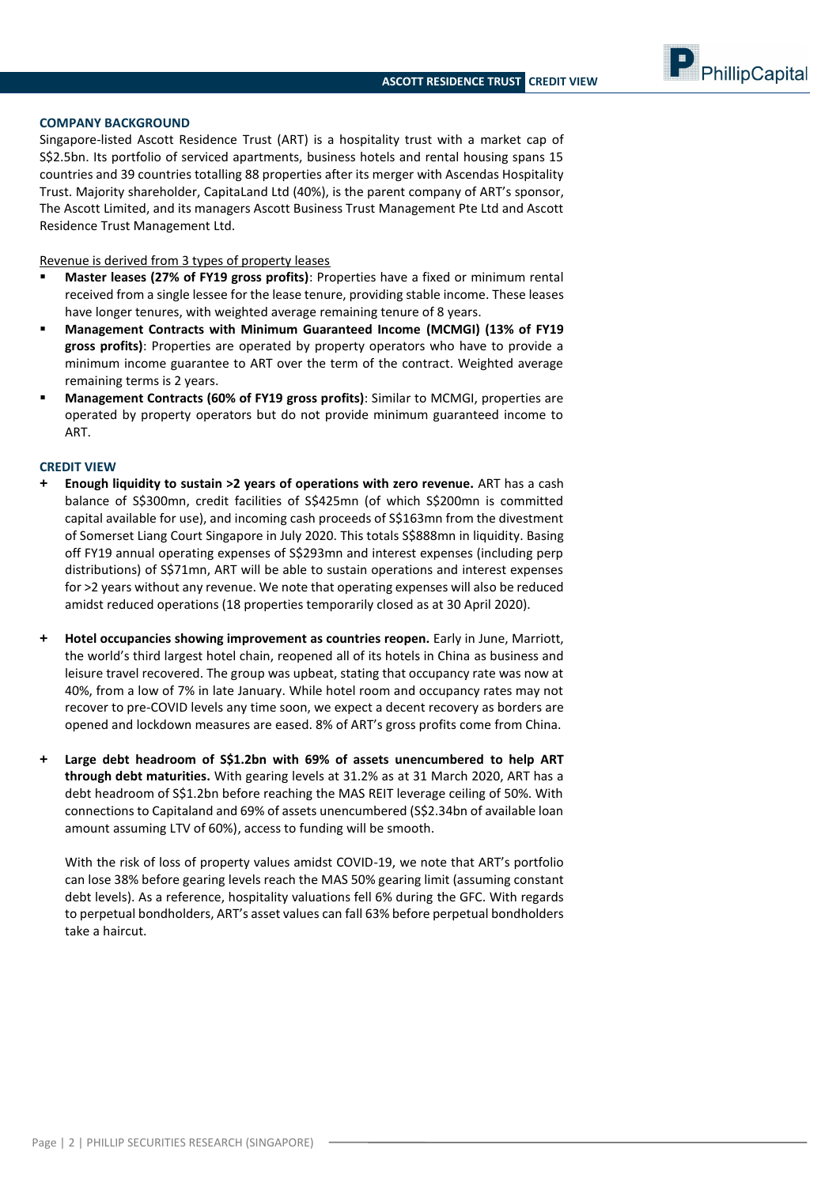## COMPANY BACKGROUND

Singapore-listed Ascott Residence Trust (ART) is a hospitality trust with a market cap of S$2.5bn. Its portfolio of serviced apartments, business hotels and rental housing spans 15 countries and 39 countries totalling 88 properties after its merger with Ascendas Hospitality Trust. Majority shareholder, CapitaLand Ltd (40%), is the parent company of ART's sponsor, The Ascott Limited, and its managers Ascott Business Trust Management Pte Ltd and Ascott Residence Trust Management Ltd.

Revenue is derived from 3 types of property leases

- **Master leases (27% of FY19 gross profits)**: Properties have a fixed or minimum rental received from a single lessee for the lease tenure, providing stable income. These leases have longer tenures, with weighted average remaining tenure of 8 years.
- **Management Contracts with Minimum Guaranteed Income (MCMGI) (13% of FY19 gross profits)**: Properties are operated by property operators who have to provide a minimum income guarantee to ART over the term of the contract. Weighted average remaining terms is 2 years.
- **Management Contracts (60% of FY19 gross profits)**: Similar to MCMGI, properties are operated by property operators but do not provide minimum guaranteed income to ART.

## CREDIT VIEW

\+ **Enough liquidity to sustain >2 years of operations with zero revenue.** ART has a cash balance of S$300mn, credit facilities of S$425mn (of which S$200mn is committed capital available for use), and incoming cash proceeds of S$163mn from the divestment of Somerset Liang Court Singapore in July 2020. This totals S$888mn in liquidity. Basing off FY19 annual operating expenses of S$293mn and interest expenses (including perp distributions) of S$71mn, ART will be able to sustain operations and interest expenses for >2 years without any revenue. We note that operating expenses will also be reduced amidst reduced operations (18 properties temporarily closed as at 30 April 2020).

\+ **Hotel occupancies showing improvement as countries reopen.** Early in June, Marriott, the world's third largest hotel chain, reopened all of its hotels in China as business and leisure travel recovered. The group was upbeat, stating that occupancy rate was now at 40%, from a low of 7% in late January. While hotel room and occupancy rates may not recover to pre-COVID levels any time soon, we expect a decent recovery as borders are opened and lockdown measures are eased. 8% of ART's gross profits come from China.

\+ **Large debt headroom of S$1.2bn with 69% of assets unencumbered to help ART through debt maturities.** With gearing levels at 31.2% as at 31 March 2020, ART has a debt headroom of S$1.2bn before reaching the MAS REIT leverage ceiling of 50%. With connections to Capitaland and 69% of assets unencumbered (S$2.34bn of available loan amount assuming LTV of 60%), access to funding will be smooth.

With the risk of loss of property values amidst COVID-19, we note that ART's portfolio can lose 38% before gearing levels reach the MAS 50% gearing limit (assuming constant debt levels). As a reference, hospitality valuations fell 6% during the GFC. With regards to perpetual bondholders, ART's asset values can fall 63% before perpetual bondholders take a haircut.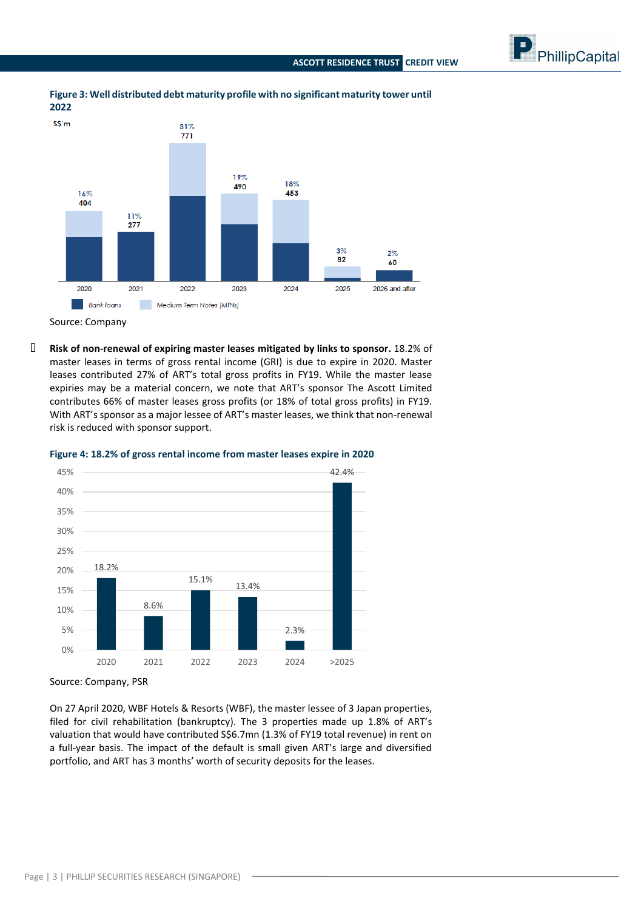**Figure 3: Well distributed debt maturity profile with no significant maturity tower until 2022**

| S$'m | 2020 | 2021 | 2022 | 2023 | 2024 | 2025 | 2026 and after |
|---|---|---|---|---|---|---|---|
| Total | 404 | 277 | 771 | 490 | 453 | 82 | 60 |
| % | 16% | 11% | 31% | 19% | 18% | 3% | 2% |

Bank loans / Medium Term Notes (MTNs)

Source: Company

- **Risk of non-renewal of expiring master leases mitigated by links to sponsor.** 18.2% of master leases in terms of gross rental income (GRI) is due to expire in 2020. Master leases contributed 27% of ART's total gross profits in FY19. While the master lease expiries may be a material concern, we note that ART's sponsor The Ascott Limited contributes 66% of master leases gross profits (or 18% of total gross profits) in FY19. With ART's sponsor as a major lessee of ART's master leases, we think that non-renewal risk is reduced with sponsor support.

**Figure 4: 18.2% of gross rental income from master leases expire in 2020**

| 2020 | 2021 | 2022 | 2023 | 2024 | >2025 |
|---|---|---|---|---|---|
| 18.2% | 8.6% | 15.1% | 13.4% | 2.3% | 42.4% |

Source: Company, PSR

On 27 April 2020, WBF Hotels & Resorts (WBF), the master lessee of 3 Japan properties, filed for civil rehabilitation (bankruptcy). The 3 properties made up 1.8% of ART's valuation that would have contributed S$6.7mn (1.3% of FY19 total revenue) in rent on a full-year basis. The impact of the default is small given ART's large and diversified portfolio, and ART has 3 months' worth of security deposits for the leases.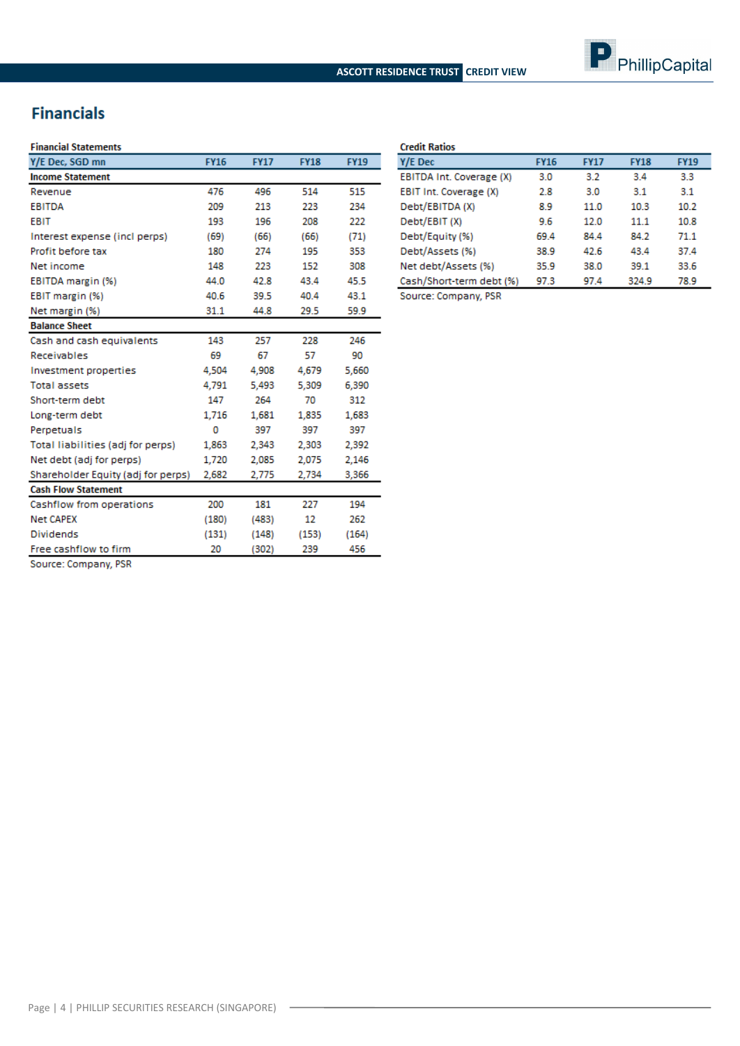## Financials

**Financial Statements**

| Y/E Dec, SGD mn | FY16 | FY17 | FY18 | FY19 |
|---|---|---|---|---|
| **Income Statement** | | | | |
| Revenue | 476 | 496 | 514 | 515 |
| EBITDA | 209 | 213 | 223 | 234 |
| EBIT | 193 | 196 | 208 | 222 |
| Interest expense (incl perps) | (69) | (66) | (66) | (71) |
| Profit before tax | 180 | 274 | 195 | 353 |
| Net income | 148 | 223 | 152 | 308 |
| EBITDA margin (%) | 44.0 | 42.8 | 43.4 | 45.5 |
| EBIT margin (%) | 40.6 | 39.5 | 40.4 | 43.1 |
| Net margin (%) | 31.1 | 44.8 | 29.5 | 59.9 |
| **Balance Sheet** | | | | |
| Cash and cash equivalents | 143 | 257 | 228 | 246 |
| Receivables | 69 | 67 | 57 | 90 |
| Investment properties | 4,504 | 4,908 | 4,679 | 5,660 |
| Total assets | 4,791 | 5,493 | 5,309 | 6,390 |
| Short-term debt | 147 | 264 | 70 | 312 |
| Long-term debt | 1,716 | 1,681 | 1,835 | 1,683 |
| Perpetuals | 0 | 397 | 397 | 397 |
| Total liabilities (adj for perps) | 1,863 | 2,343 | 2,303 | 2,392 |
| Net debt (adj for perps) | 1,720 | 2,085 | 2,075 | 2,146 |
| Shareholder Equity (adj for perps) | 2,682 | 2,775 | 2,734 | 3,366 |
| **Cash Flow Statement** | | | | |
| Cashflow from operations | 200 | 181 | 227 | 194 |
| Net CAPEX | (180) | (483) | 12 | 262 |
| Dividends | (131) | (148) | (153) | (164) |
| Free cashflow to firm | 20 | (302) | 239 | 456 |

Source: Company, PSR

**Credit Ratios**

| Y/E Dec | FY16 | FY17 | FY18 | FY19 |
|---|---|---|---|---|
| EBITDA Int. Coverage (X) | 3.0 | 3.2 | 3.4 | 3.3 |
| EBIT Int. Coverage (X) | 2.8 | 3.0 | 3.1 | 3.1 |
| Debt/EBITDA (X) | 8.9 | 11.0 | 10.3 | 10.2 |
| Debt/EBIT (X) | 9.6 | 12.0 | 11.1 | 10.8 |
| Debt/Equity (%) | 69.4 | 84.4 | 84.2 | 71.1 |
| Debt/Assets (%) | 38.9 | 42.6 | 43.4 | 37.4 |
| Net debt/Assets (%) | 35.9 | 38.0 | 39.1 | 33.6 |
| Cash/Short-term debt (%) | 97.3 | 97.4 | 324.9 | 78.9 |

Source: Company, PSR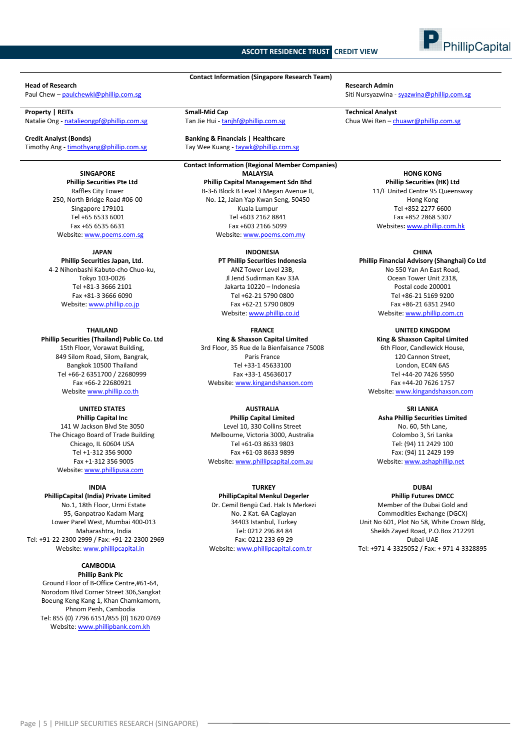## Contact Information (Singapore Research Team)

**Head of Research**
Paul Chew – paulchewkl@phillip.com.sg

**Research Admin**
Siti Nursyazwina - syazwina@phillip.com.sg

**Property | REITs**
Natalie Ong - natalieongpf@phillip.com.sg

**Small-Mid Cap**
Tan Jie Hui - tanjhf@phillip.com.sg

**Technical Analyst**
Chua Wei Ren – chuawr@phillip.com.sg

**Credit Analyst (Bonds)**
Timothy Ang - timothyang@phillip.com.sg

**Banking & Financials | Healthcare**
Tay Wee Kuang - taywk@phillip.com.sg

## Contact Information (Regional Member Companies)

**SINGAPORE**
**Phillip Securities Pte Ltd**
Raffles City Tower
250, North Bridge Road #06-00
Singapore 179101
Tel +65 6533 6001
Fax +65 6535 6631
Website: www.poems.com.sg

**MALAYSIA**
**Phillip Capital Management Sdn Bhd**
B-3-6 Block B Level 3 Megan Avenue II,
No. 12, Jalan Yap Kwan Seng, 50450
Kuala Lumpur
Tel +603 2162 8841
Fax +603 2166 5099
Website: www.poems.com.my

**HONG KONG**
**Phillip Securities (HK) Ltd**
11/F United Centre 95 Queensway
Hong Kong
Tel +852 2277 6600
Fax +852 2868 5307
Websites: www.phillip.com.hk

**JAPAN**
**Phillip Securities Japan, Ltd.**
4-2 Nihonbashi Kabuto-cho Chuo-ku,
Tokyo 103-0026
Tel +81-3 3666 2101
Fax +81-3 3666 6090
Website: www.phillip.co.jp

**INDONESIA**
**PT Phillip Securities Indonesia**
ANZ Tower Level 23B,
Jl Jend Sudirman Kav 33A
Jakarta 10220 – Indonesia
Tel +62-21 5790 0800
Fax +62-21 5790 0809
Website: www.phillip.co.id

**CHINA**
**Phillip Financial Advisory (Shanghai) Co Ltd**
No 550 Yan An East Road,
Ocean Tower Unit 2318,
Postal code 200001
Tel +86-21 5169 9200
Fax +86-21 6351 2940
Website: www.phillip.com.cn

**THAILAND**
**Phillip Securities (Thailand) Public Co. Ltd**
15th Floor, Vorawat Building,
849 Silom Road, Silom, Bangrak,
Bangkok 10500 Thailand
Tel +66-2 6351700 / 22680999
Fax +66-2 22680921
Website www.phillip.co.th

**FRANCE**
**King & Shaxson Capital Limited**
3rd Floor, 35 Rue de la Bienfaisance 75008
Paris France
Tel +33-1 45633100
Fax +33-1 45636017
Website: www.kingandshaxson.com

**UNITED KINGDOM**
**King & Shaxson Capital Limited**
6th Floor, Candlewick House,
120 Cannon Street,
London, EC4N 6AS
Tel +44-20 7426 5950
Fax +44-20 7626 1757
Website: www.kingandshaxson.com

**UNITED STATES**
**Phillip Capital Inc**
141 W Jackson Blvd Ste 3050
The Chicago Board of Trade Building
Chicago, IL 60604 USA
Tel +1-312 356 9000
Fax +1-312 356 9005
Website: www.phillipusa.com

**AUSTRALIA**
**Phillip Capital Limited**
Level 10, 330 Collins Street
Melbourne, Victoria 3000, Australia
Tel +61-03 8633 9803
Fax +61-03 8633 9899
Website: www.phillipcapital.com.au

**SRI LANKA**
**Asha Phillip Securities Limited**
No. 60, 5th Lane,
Colombo 3, Sri Lanka
Tel: (94) 11 2429 100
Fax: (94) 11 2429 199
Website: www.ashaphillip.net

**INDIA**
**PhillipCapital (India) Private Limited**
No.1, 18th Floor, Urmi Estate
95, Ganpatrao Kadam Marg
Lower Parel West, Mumbai 400-013
Maharashtra, India
Tel: +91-22-2300 2999 / Fax: +91-22-2300 2969
Website: www.phillipcapital.in

**TURKEY**
**PhillipCapital Menkul Degerler**
Dr. Cemil Bengü Cad. Hak Is Merkezi
No. 2 Kat. 6A Caglayan
34403 Istanbul, Turkey
Tel: 0212 296 84 84
Fax: 0212 233 69 29
Website: www.phillipcapital.com.tr

**DUBAI**
**Phillip Futures DMCC**
Member of the Dubai Gold and
Commodities Exchange (DGCX)
Unit No 601, Plot No 58, White Crown Bldg,
Sheikh Zayed Road, P.O.Box 212291
Dubai-UAE
Tel: +971-4-3325052 / Fax: + 971-4-3328895

**CAMBODIA**
**Phillip Bank Plc**
Ground Floor of B-Office Centre,#61-64,
Norodom Blvd Corner Street 306,Sangkat
Boeung Keng Kang 1, Khan Chamkamorn,
Phnom Penh, Cambodia
Tel: 855 (0) 7796 6151/855 (0) 1620 0769
Website: www.phillipbank.com.kh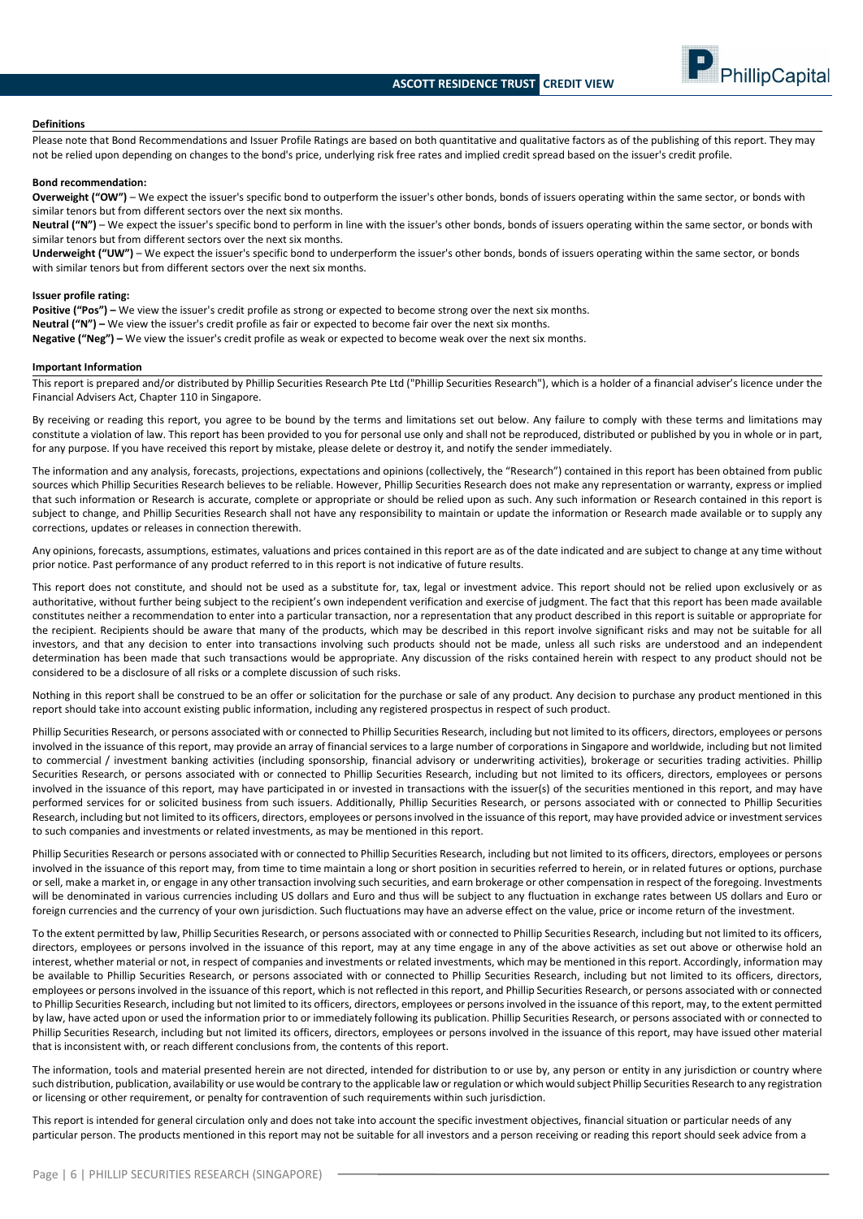### Definitions

Please note that Bond Recommendations and Issuer Profile Ratings are based on both quantitative and qualitative factors as of the publishing of this report. They may not be relied upon depending on changes to the bond's price, underlying risk free rates and implied credit spread based on the issuer's credit profile.

**Bond recommendation:**

**Overweight ("OW")** – We expect the issuer's specific bond to outperform the issuer's other bonds, bonds of issuers operating within the same sector, or bonds with similar tenors but from different sectors over the next six months.

**Neutral ("N")** – We expect the issuer's specific bond to perform in line with the issuer's other bonds, bonds of issuers operating within the same sector, or bonds with similar tenors but from different sectors over the next six months.

**Underweight ("UW")** – We expect the issuer's specific bond to underperform the issuer's other bonds, bonds of issuers operating within the same sector, or bonds with similar tenors but from different sectors over the next six months.

**Issuer profile rating:**

**Positive ("Pos") –** We view the issuer's credit profile as strong or expected to become strong over the next six months.
**Neutral ("N") –** We view the issuer's credit profile as fair or expected to become fair over the next six months.
**Negative ("Neg") –** We view the issuer's credit profile as weak or expected to become weak over the next six months.

### Important Information

This report is prepared and/or distributed by Phillip Securities Research Pte Ltd ("Phillip Securities Research"), which is a holder of a financial adviser's licence under the Financial Advisers Act, Chapter 110 in Singapore.

By receiving or reading this report, you agree to be bound by the terms and limitations set out below. Any failure to comply with these terms and limitations may constitute a violation of law. This report has been provided to you for personal use only and shall not be reproduced, distributed or published by you in whole or in part, for any purpose. If you have received this report by mistake, please delete or destroy it, and notify the sender immediately.

The information and any analysis, forecasts, projections, expectations and opinions (collectively, the "Research") contained in this report has been obtained from public sources which Phillip Securities Research believes to be reliable. However, Phillip Securities Research does not make any representation or warranty, express or implied that such information or Research is accurate, complete or appropriate or should be relied upon as such. Any such information or Research contained in this report is subject to change, and Phillip Securities Research shall not have any responsibility to maintain or update the information or Research made available or to supply any corrections, updates or releases in connection therewith.

Any opinions, forecasts, assumptions, estimates, valuations and prices contained in this report are as of the date indicated and are subject to change at any time without prior notice. Past performance of any product referred to in this report is not indicative of future results.

This report does not constitute, and should not be used as a substitute for, tax, legal or investment advice. This report should not be relied upon exclusively or as authoritative, without further being subject to the recipient's own independent verification and exercise of judgment. The fact that this report has been made available constitutes neither a recommendation to enter into a particular transaction, nor a representation that any product described in this report is suitable or appropriate for the recipient. Recipients should be aware that many of the products, which may be described in this report involve significant risks and may not be suitable for all investors, and that any decision to enter into transactions involving such products should not be made, unless all such risks are understood and an independent determination has been made that such transactions would be appropriate. Any discussion of the risks contained herein with respect to any product should not be considered to be a disclosure of all risks or a complete discussion of such risks.

Nothing in this report shall be construed to be an offer or solicitation for the purchase or sale of any product. Any decision to purchase any product mentioned in this report should take into account existing public information, including any registered prospectus in respect of such product.

Phillip Securities Research, or persons associated with or connected to Phillip Securities Research, including but not limited to its officers, directors, employees or persons involved in the issuance of this report, may provide an array of financial services to a large number of corporations in Singapore and worldwide, including but not limited to commercial / investment banking activities (including sponsorship, financial advisory or underwriting activities), brokerage or securities trading activities. Phillip Securities Research, or persons associated with or connected to Phillip Securities Research, including but not limited to its officers, directors, employees or persons involved in the issuance of this report, may have participated in or invested in transactions with the issuer(s) of the securities mentioned in this report, and may have performed services for or solicited business from such issuers. Additionally, Phillip Securities Research, or persons associated with or connected to Phillip Securities Research, including but not limited to its officers, directors, employees or persons involved in the issuance of this report, may have provided advice or investment services to such companies and investments or related investments, as may be mentioned in this report.

Phillip Securities Research or persons associated with or connected to Phillip Securities Research, including but not limited to its officers, directors, employees or persons involved in the issuance of this report may, from time to time maintain a long or short position in securities referred to herein, or in related futures or options, purchase or sell, make a market in, or engage in any other transaction involving such securities, and earn brokerage or other compensation in respect of the foregoing. Investments will be denominated in various currencies including US dollars and Euro and thus will be subject to any fluctuation in exchange rates between US dollars and Euro or foreign currencies and the currency of your own jurisdiction. Such fluctuations may have an adverse effect on the value, price or income return of the investment.

To the extent permitted by law, Phillip Securities Research, or persons associated with or connected to Phillip Securities Research, including but not limited to its officers, directors, employees or persons involved in the issuance of this report, may at any time engage in any of the above activities as set out above or otherwise hold an interest, whether material or not, in respect of companies and investments or related investments, which may be mentioned in this report. Accordingly, information may be available to Phillip Securities Research, or persons associated with or connected to Phillip Securities Research, including but not limited to its officers, directors, employees or persons involved in the issuance of this report, which is not reflected in this report, and Phillip Securities Research, or persons associated with or connected to Phillip Securities Research, including but not limited to its officers, directors, employees or persons involved in the issuance of this report, may, to the extent permitted by law, have acted upon or used the information prior to or immediately following its publication. Phillip Securities Research, or persons associated with or connected to Phillip Securities Research, including but not limited its officers, directors, employees or persons involved in the issuance of this report, may have issued other material that is inconsistent with, or reach different conclusions from, the contents of this report.

The information, tools and material presented herein are not directed, intended for distribution to or use by, any person or entity in any jurisdiction or country where such distribution, publication, availability or use would be contrary to the applicable law or regulation or which would subject Phillip Securities Research to any registration or licensing or other requirement, or penalty for contravention of such requirements within such jurisdiction.

This report is intended for general circulation only and does not take into account the specific investment objectives, financial situation or particular needs of any particular person. The products mentioned in this report may not be suitable for all investors and a person receiving or reading this report should seek advice from a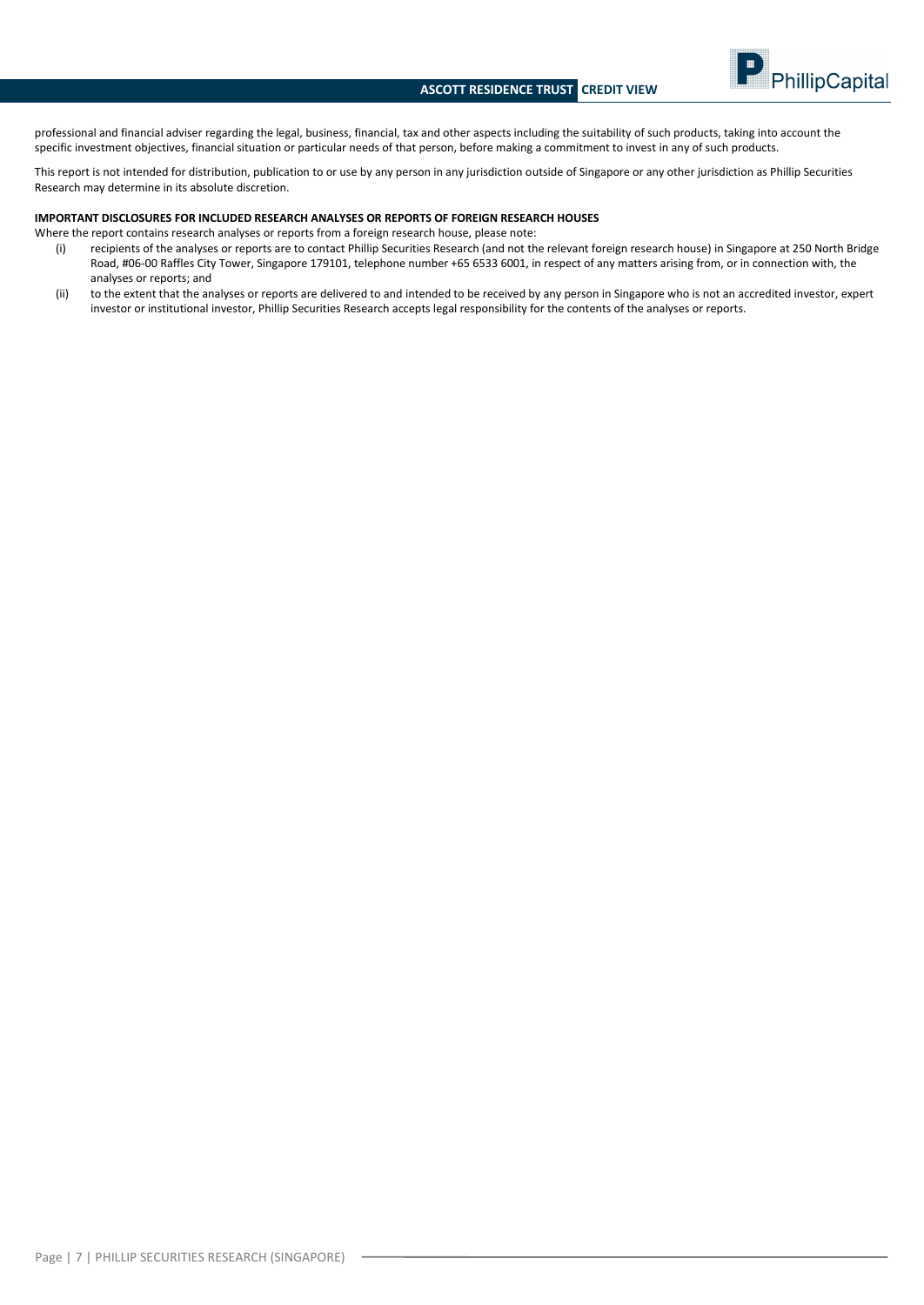professional and financial adviser regarding the legal, business, financial, tax and other aspects including the suitability of such products, taking into account the specific investment objectives, financial situation or particular needs of that person, before making a commitment to invest in any of such products.

This report is not intended for distribution, publication to or use by any person in any jurisdiction outside of Singapore or any other jurisdiction as Phillip Securities Research may determine in its absolute discretion.

**IMPORTANT DISCLOSURES FOR INCLUDED RESEARCH ANALYSES OR REPORTS OF FOREIGN RESEARCH HOUSES**

Where the report contains research analyses or reports from a foreign research house, please note:

(i) recipients of the analyses or reports are to contact Phillip Securities Research (and not the relevant foreign research house) in Singapore at 250 North Bridge Road, #06-00 Raffles City Tower, Singapore 179101, telephone number +65 6533 6001, in respect of any matters arising from, or in connection with, the analyses or reports; and

(ii) to the extent that the analyses or reports are delivered to and intended to be received by any person in Singapore who is not an accredited investor, expert investor or institutional investor, Phillip Securities Research accepts legal responsibility for the contents of the analyses or reports.